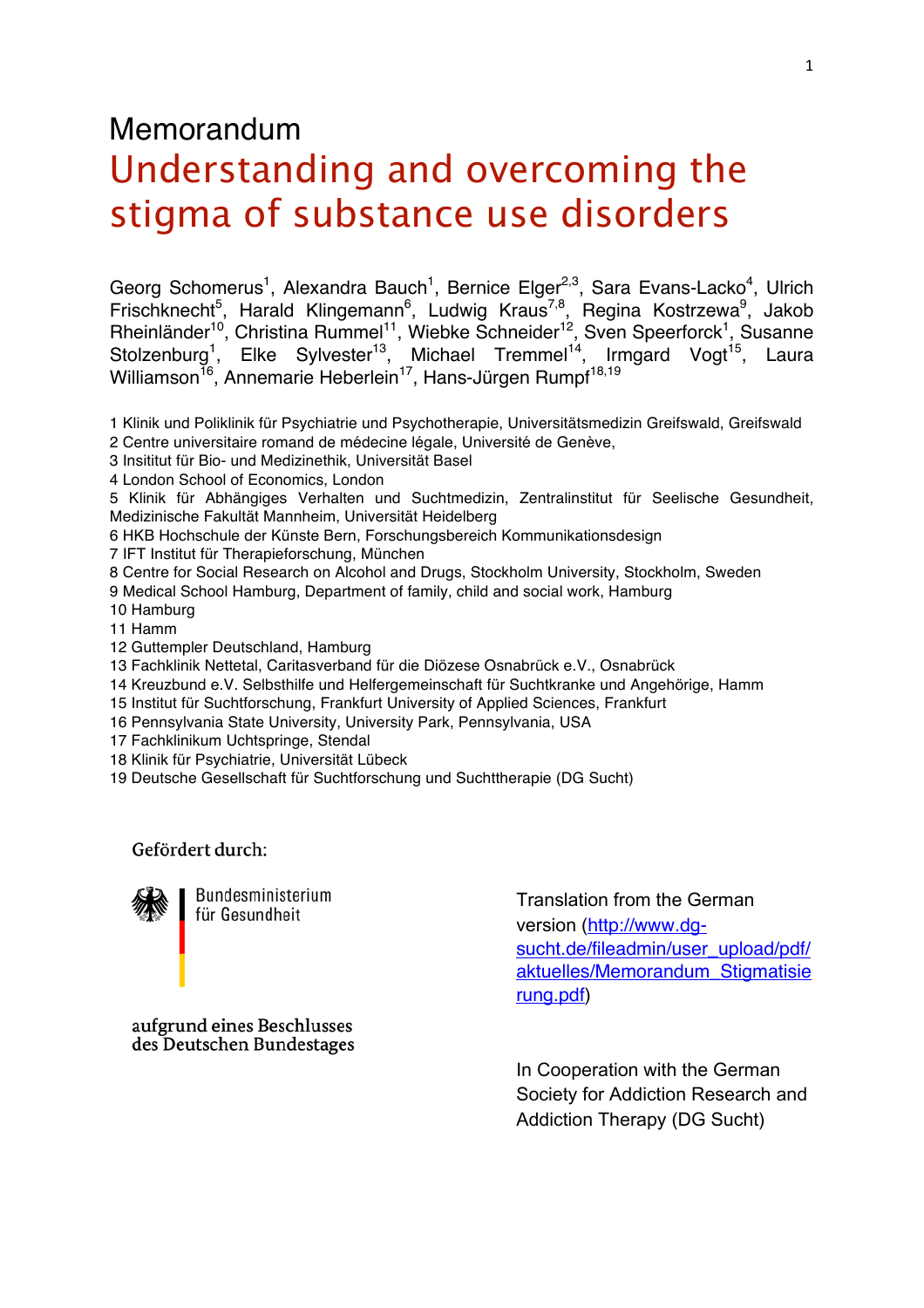Memorandum

# Understanding and overcoming the stigma of substance use disorders

Georg Schomerus[1], Alexandra Bauch[1], Bernice Elger[2,3], Sara Evans-Lacko[4], Ulrich Frischknecht[5], Harald Klingemann[6], Ludwig Kraus[7,8], Regina Kostrzewa[9], Jakob Rheinländer[10], Christina Rummel[11], Wiebke Schneider[12], Sven Speerforck[1], Susanne Stolzenburg[1], Elke Sylvester[13], Michael Tremmel[14], Irmgard Vogt[15], Laura Williamson[16], Annemarie Heberlein[17], Hans-Jürgen Rumpf[18,19]

1 Klinik und Poliklinik für Psychiatrie und Psychotherapie, Universitätsmedizin Greifswald, Greifswald
2 Centre universitaire romand de médecine légale, Université de Genève,
3 Insititut für Bio- und Medizinethik, Universität Basel
4 London School of Economics, London
5 Klinik für Abhängiges Verhalten und Suchtmedizin, Zentralinstitut für Seelische Gesundheit, Medizinische Fakultät Mannheim, Universität Heidelberg
6 HKB Hochschule der Künste Bern, Forschungsbereich Kommunikationsdesign
7 IFT Institut für Therapieforschung, München
8 Centre for Social Research on Alcohol and Drugs, Stockholm University, Stockholm, Sweden
9 Medical School Hamburg, Department of family, child and social work, Hamburg
10 Hamburg
11 Hamm
12 Guttempler Deutschland, Hamburg
13 Fachklinik Nettetal, Caritasverband für die Diözese Osnabrück e.V., Osnabrück
14 Kreuzbund e.V. Selbsthilfe und Helfergemeinschaft für Suchtkranke und Angehörige, Hamm
15 Institut für Suchtforschung, Frankfurt University of Applied Sciences, Frankfurt
16 Pennsylvania State University, University Park, Pennsylvania, USA
17 Fachklinikum Uchtspringe, Stendal
18 Klinik für Psychiatrie, Universität Lübeck
19 Deutsche Gesellschaft für Suchtforschung und Suchttherapie (DG Sucht)

Gefördert durch:

Bundesministerium für Gesundheit

aufgrund eines Beschlusses des Deutschen Bundestages

Translation from the German version (http://www.dg-sucht.de/fileadmin/user_upload/pdf/aktuelles/Memorandum_Stigmatisierung.pdf)

In Cooperation with the German Society for Addiction Research and Addiction Therapy (DG Sucht)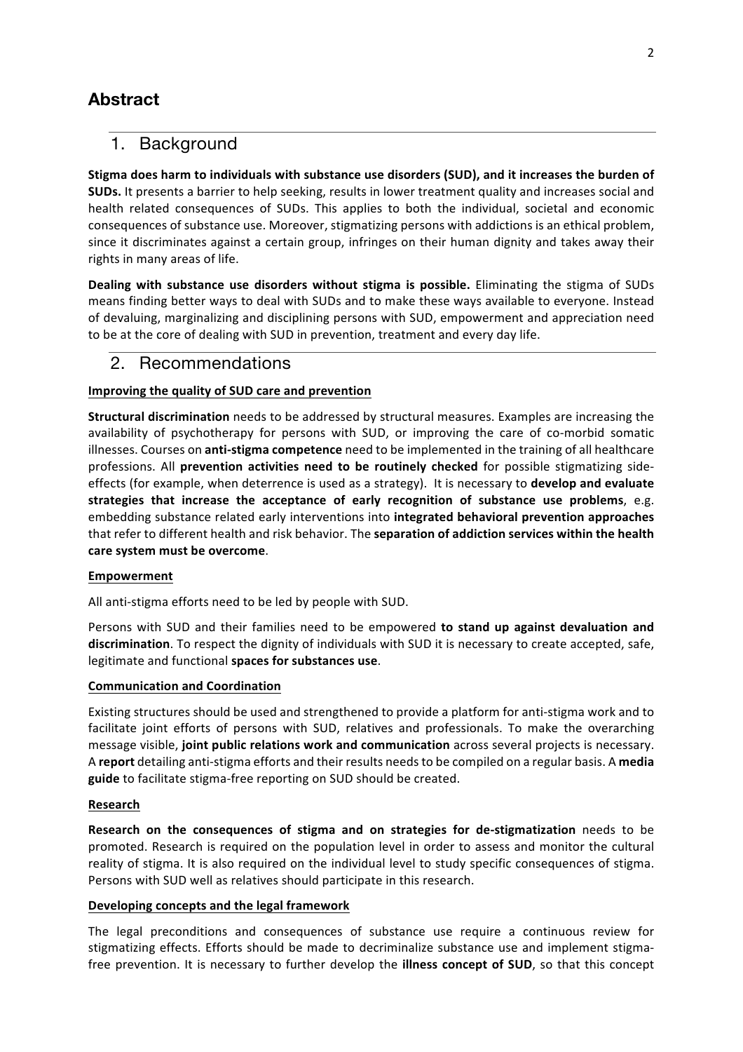# Abstract

## 1. Background

**Stigma does harm to individuals with substance use disorders (SUD), and it increases the burden of SUDs.** It presents a barrier to help seeking, results in lower treatment quality and increases social and health related consequences of SUDs. This applies to both the individual, societal and economic consequences of substance use. Moreover, stigmatizing persons with addictions is an ethical problem, since it discriminates against a certain group, infringes on their human dignity and takes away their rights in many areas of life.

**Dealing with substance use disorders without stigma is possible.** Eliminating the stigma of SUDs means finding better ways to deal with SUDs and to make these ways available to everyone. Instead of devaluing, marginalizing and disciplining persons with SUD, empowerment and appreciation need to be at the core of dealing with SUD in prevention, treatment and every day life.

## 2. Recommendations

**Improving the quality of SUD care and prevention**

**Structural discrimination** needs to be addressed by structural measures. Examples are increasing the availability of psychotherapy for persons with SUD, or improving the care of co-morbid somatic illnesses. Courses on **anti-stigma competence** need to be implemented in the training of all healthcare professions. All **prevention activities need to be routinely checked** for possible stigmatizing side-effects (for example, when deterrence is used as a strategy). It is necessary to **develop and evaluate strategies that increase the acceptance of early recognition of substance use problems**, e.g. embedding substance related early interventions into **integrated behavioral prevention approaches** that refer to different health and risk behavior. The **separation of addiction services within the health care system must be overcome**.

**Empowerment**

All anti-stigma efforts need to be led by people with SUD.

Persons with SUD and their families need to be empowered **to stand up against devaluation and discrimination**. To respect the dignity of individuals with SUD it is necessary to create accepted, safe, legitimate and functional **spaces for substances use**.

**Communication and Coordination**

Existing structures should be used and strengthened to provide a platform for anti-stigma work and to facilitate joint efforts of persons with SUD, relatives and professionals. To make the overarching message visible, **joint public relations work and communication** across several projects is necessary. A **report** detailing anti-stigma efforts and their results needs to be compiled on a regular basis. A **media guide** to facilitate stigma-free reporting on SUD should be created.

**Research**

**Research on the consequences of stigma and on strategies for de-stigmatization** needs to be promoted. Research is required on the population level in order to assess and monitor the cultural reality of stigma. It is also required on the individual level to study specific consequences of stigma. Persons with SUD well as relatives should participate in this research.

**Developing concepts and the legal framework**

The legal preconditions and consequences of substance use require a continuous review for stigmatizing effects. Efforts should be made to decriminalize substance use and implement stigma-free prevention. It is necessary to further develop the **illness concept of SUD**, so that this concept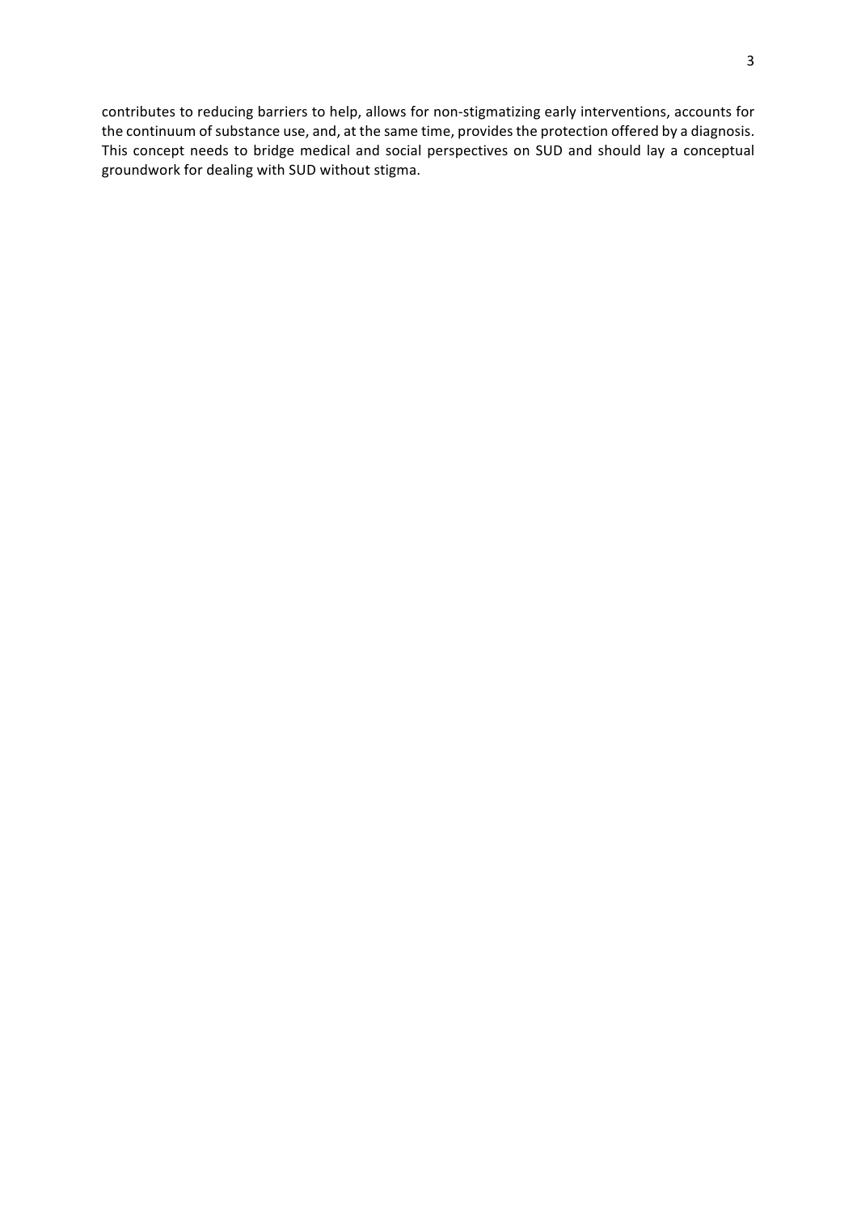contributes to reducing barriers to help, allows for non-stigmatizing early interventions, accounts for the continuum of substance use, and, at the same time, provides the protection offered by a diagnosis. This concept needs to bridge medical and social perspectives on SUD and should lay a conceptual groundwork for dealing with SUD without stigma.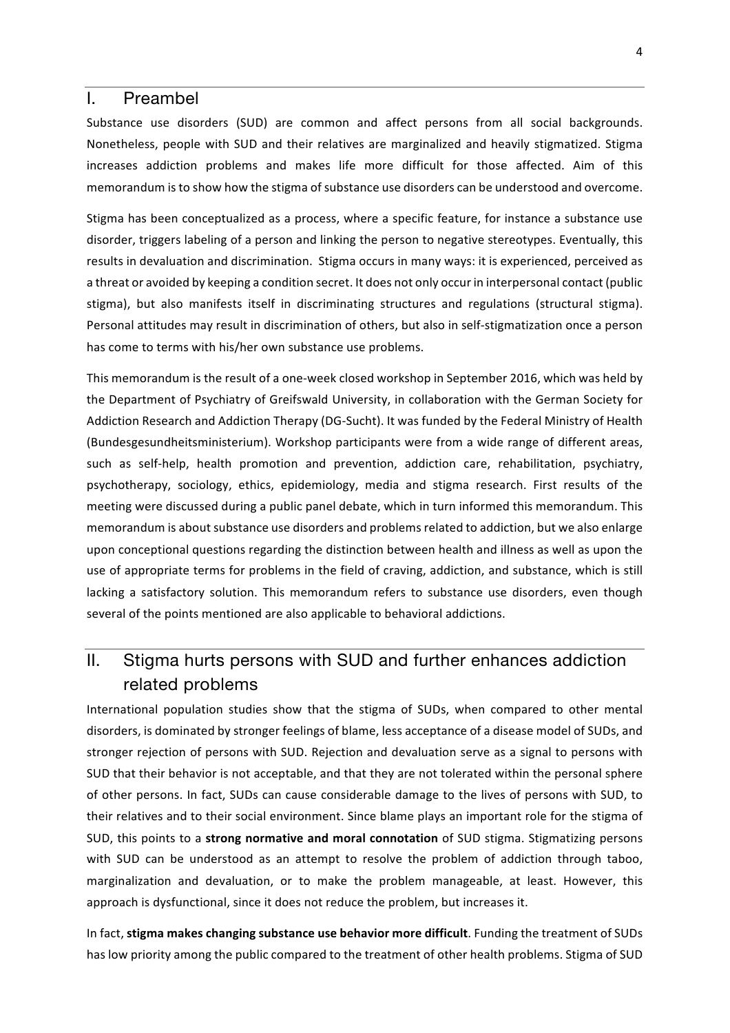## I. Preambel

Substance use disorders (SUD) are common and affect persons from all social backgrounds. Nonetheless, people with SUD and their relatives are marginalized and heavily stigmatized. Stigma increases addiction problems and makes life more difficult for those affected. Aim of this memorandum is to show how the stigma of substance use disorders can be understood and overcome.

Stigma has been conceptualized as a process, where a specific feature, for instance a substance use disorder, triggers labeling of a person and linking the person to negative stereotypes. Eventually, this results in devaluation and discrimination. Stigma occurs in many ways: it is experienced, perceived as a threat or avoided by keeping a condition secret. It does not only occur in interpersonal contact (public stigma), but also manifests itself in discriminating structures and regulations (structural stigma). Personal attitudes may result in discrimination of others, but also in self-stigmatization once a person has come to terms with his/her own substance use problems.

This memorandum is the result of a one-week closed workshop in September 2016, which was held by the Department of Psychiatry of Greifswald University, in collaboration with the German Society for Addiction Research and Addiction Therapy (DG-Sucht). It was funded by the Federal Ministry of Health (Bundesgesundheitsministerium). Workshop participants were from a wide range of different areas, such as self-help, health promotion and prevention, addiction care, rehabilitation, psychiatry, psychotherapy, sociology, ethics, epidemiology, media and stigma research. First results of the meeting were discussed during a public panel debate, which in turn informed this memorandum. This memorandum is about substance use disorders and problems related to addiction, but we also enlarge upon conceptional questions regarding the distinction between health and illness as well as upon the use of appropriate terms for problems in the field of craving, addiction, and substance, which is still lacking a satisfactory solution. This memorandum refers to substance use disorders, even though several of the points mentioned are also applicable to behavioral addictions.

## II. Stigma hurts persons with SUD and further enhances addiction related problems

International population studies show that the stigma of SUDs, when compared to other mental disorders, is dominated by stronger feelings of blame, less acceptance of a disease model of SUDs, and stronger rejection of persons with SUD. Rejection and devaluation serve as a signal to persons with SUD that their behavior is not acceptable, and that they are not tolerated within the personal sphere of other persons. In fact, SUDs can cause considerable damage to the lives of persons with SUD, to their relatives and to their social environment. Since blame plays an important role for the stigma of SUD, this points to a **strong normative and moral connotation** of SUD stigma. Stigmatizing persons with SUD can be understood as an attempt to resolve the problem of addiction through taboo, marginalization and devaluation, or to make the problem manageable, at least. However, this approach is dysfunctional, since it does not reduce the problem, but increases it.

In fact, **stigma makes changing substance use behavior more difficult**. Funding the treatment of SUDs has low priority among the public compared to the treatment of other health problems. Stigma of SUD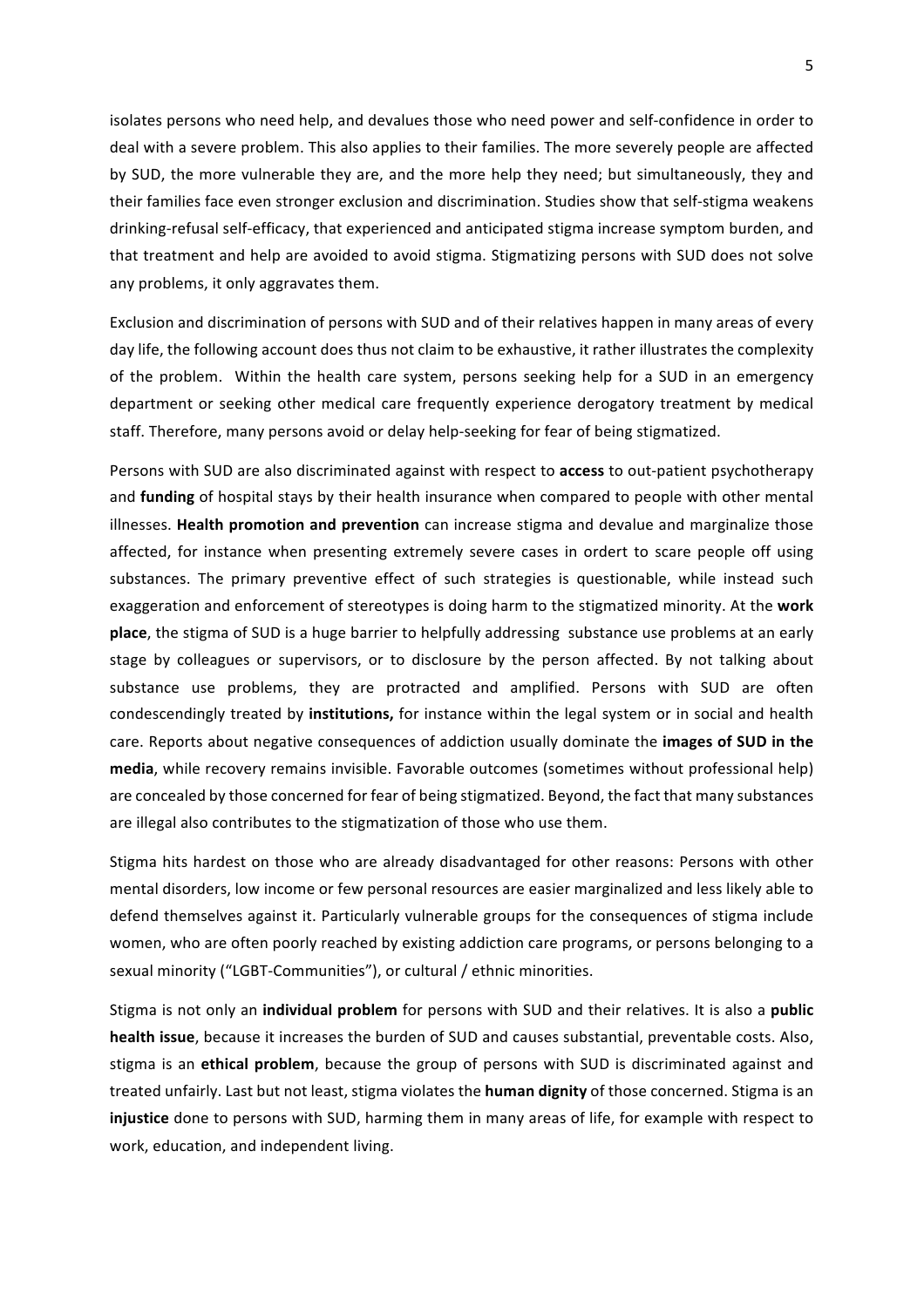isolates persons who need help, and devalues those who need power and self-confidence in order to deal with a severe problem. This also applies to their families. The more severely people are affected by SUD, the more vulnerable they are, and the more help they need; but simultaneously, they and their families face even stronger exclusion and discrimination. Studies show that self-stigma weakens drinking-refusal self-efficacy, that experienced and anticipated stigma increase symptom burden, and that treatment and help are avoided to avoid stigma. Stigmatizing persons with SUD does not solve any problems, it only aggravates them.

Exclusion and discrimination of persons with SUD and of their relatives happen in many areas of every day life, the following account does thus not claim to be exhaustive, it rather illustrates the complexity of the problem. Within the health care system, persons seeking help for a SUD in an emergency department or seeking other medical care frequently experience derogatory treatment by medical staff. Therefore, many persons avoid or delay help-seeking for fear of being stigmatized.

Persons with SUD are also discriminated against with respect to **access** to out-patient psychotherapy and **funding** of hospital stays by their health insurance when compared to people with other mental illnesses. **Health promotion and prevention** can increase stigma and devalue and marginalize those affected, for instance when presenting extremely severe cases in ordert to scare people off using substances. The primary preventive effect of such strategies is questionable, while instead such exaggeration and enforcement of stereotypes is doing harm to the stigmatized minority. At the **work place**, the stigma of SUD is a huge barrier to helpfully addressing substance use problems at an early stage by colleagues or supervisors, or to disclosure by the person affected. By not talking about substance use problems, they are protracted and amplified. Persons with SUD are often condescendingly treated by **institutions,** for instance within the legal system or in social and health care. Reports about negative consequences of addiction usually dominate the **images of SUD in the media**, while recovery remains invisible. Favorable outcomes (sometimes without professional help) are concealed by those concerned for fear of being stigmatized. Beyond, the fact that many substances are illegal also contributes to the stigmatization of those who use them.

Stigma hits hardest on those who are already disadvantaged for other reasons: Persons with other mental disorders, low income or few personal resources are easier marginalized and less likely able to defend themselves against it. Particularly vulnerable groups for the consequences of stigma include women, who are often poorly reached by existing addiction care programs, or persons belonging to a sexual minority ("LGBT-Communities"), or cultural / ethnic minorities.

Stigma is not only an **individual problem** for persons with SUD and their relatives. It is also a **public health issue**, because it increases the burden of SUD and causes substantial, preventable costs. Also, stigma is an **ethical problem**, because the group of persons with SUD is discriminated against and treated unfairly. Last but not least, stigma violates the **human dignity** of those concerned. Stigma is an **injustice** done to persons with SUD, harming them in many areas of life, for example with respect to work, education, and independent living.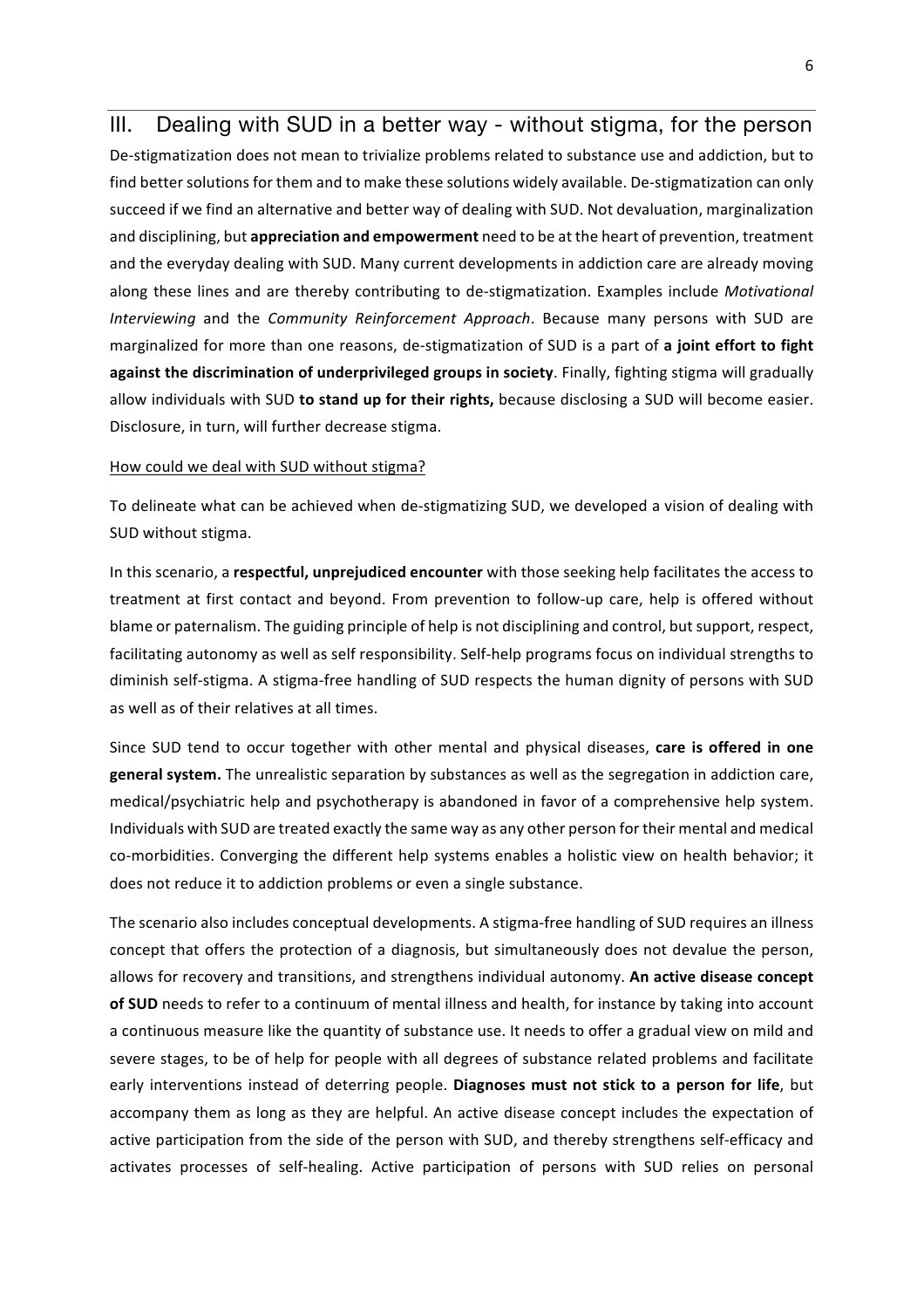## III. Dealing with SUD in a better way - without stigma, for the person

De-stigmatization does not mean to trivialize problems related to substance use and addiction, but to find better solutions for them and to make these solutions widely available. De-stigmatization can only succeed if we find an alternative and better way of dealing with SUD. Not devaluation, marginalization and disciplining, but **appreciation and empowerment** need to be at the heart of prevention, treatment and the everyday dealing with SUD. Many current developments in addiction care are already moving along these lines and are thereby contributing to de-stigmatization. Examples include *Motivational Interviewing* and the *Community Reinforcement Approach*. Because many persons with SUD are marginalized for more than one reasons, de-stigmatization of SUD is a part of **a joint effort to fight against the discrimination of underprivileged groups in society**. Finally, fighting stigma will gradually allow individuals with SUD **to stand up for their rights,** because disclosing a SUD will become easier. Disclosure, in turn, will further decrease stigma.

<u>How could we deal with SUD without stigma?</u>

To delineate what can be achieved when de-stigmatizing SUD, we developed a vision of dealing with SUD without stigma.

In this scenario, a **respectful, unprejudiced encounter** with those seeking help facilitates the access to treatment at first contact and beyond. From prevention to follow-up care, help is offered without blame or paternalism. The guiding principle of help is not disciplining and control, but support, respect, facilitating autonomy as well as self responsibility. Self-help programs focus on individual strengths to diminish self-stigma. A stigma-free handling of SUD respects the human dignity of persons with SUD as well as of their relatives at all times.

Since SUD tend to occur together with other mental and physical diseases, **care is offered in one general system.** The unrealistic separation by substances as well as the segregation in addiction care, medical/psychiatric help and psychotherapy is abandoned in favor of a comprehensive help system. Individuals with SUD are treated exactly the same way as any other person for their mental and medical co-morbidities. Converging the different help systems enables a holistic view on health behavior; it does not reduce it to addiction problems or even a single substance.

The scenario also includes conceptual developments. A stigma-free handling of SUD requires an illness concept that offers the protection of a diagnosis, but simultaneously does not devalue the person, allows for recovery and transitions, and strengthens individual autonomy. **An active disease concept of SUD** needs to refer to a continuum of mental illness and health, for instance by taking into account a continuous measure like the quantity of substance use. It needs to offer a gradual view on mild and severe stages, to be of help for people with all degrees of substance related problems and facilitate early interventions instead of deterring people. **Diagnoses must not stick to a person for life**, but accompany them as long as they are helpful. An active disease concept includes the expectation of active participation from the side of the person with SUD, and thereby strengthens self-efficacy and activates processes of self-healing. Active participation of persons with SUD relies on personal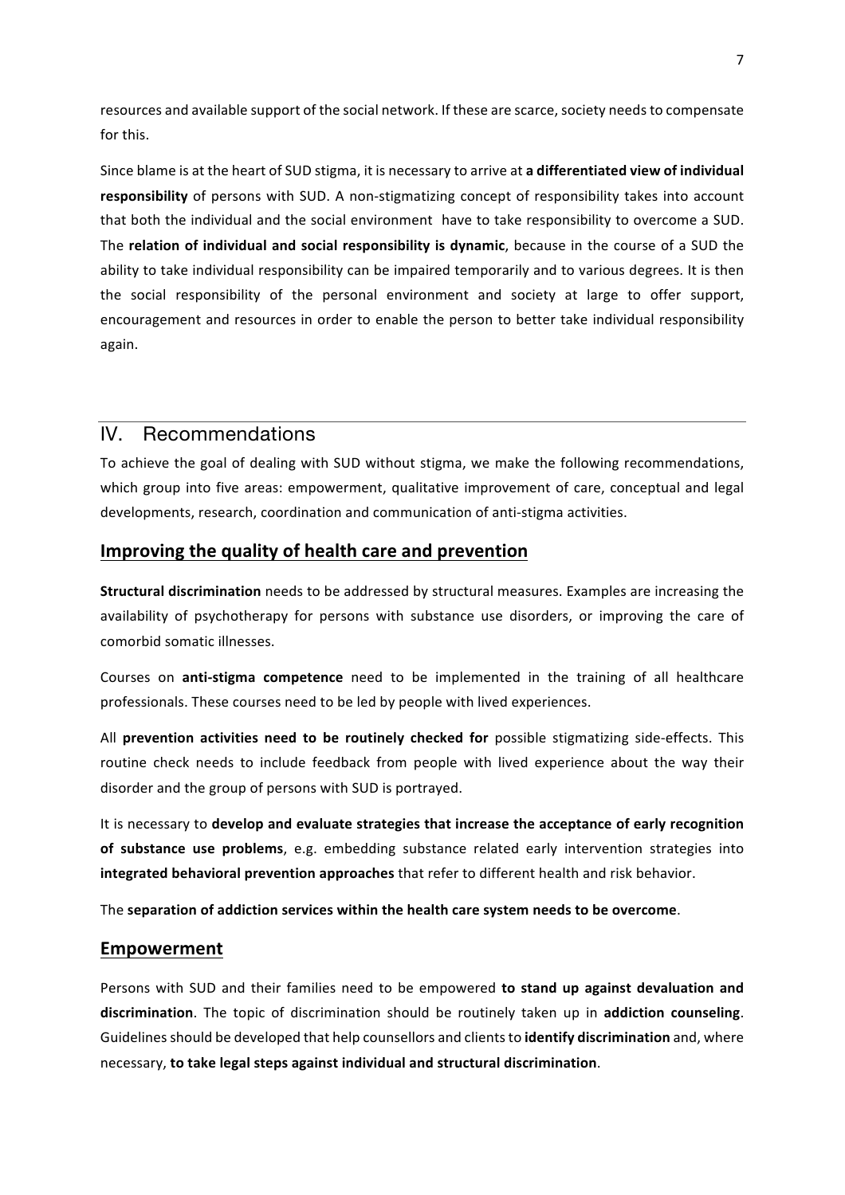resources and available support of the social network. If these are scarce, society needs to compensate for this.

Since blame is at the heart of SUD stigma, it is necessary to arrive at **a differentiated view of individual responsibility** of persons with SUD. A non-stigmatizing concept of responsibility takes into account that both the individual and the social environment have to take responsibility to overcome a SUD. The **relation of individual and social responsibility is dynamic**, because in the course of a SUD the ability to take individual responsibility can be impaired temporarily and to various degrees. It is then the social responsibility of the personal environment and society at large to offer support, encouragement and resources in order to enable the person to better take individual responsibility again.

## IV. Recommendations

To achieve the goal of dealing with SUD without stigma, we make the following recommendations, which group into five areas: empowerment, qualitative improvement of care, conceptual and legal developments, research, coordination and communication of anti-stigma activities.

### Improving the quality of health care and prevention

**Structural discrimination** needs to be addressed by structural measures. Examples are increasing the availability of psychotherapy for persons with substance use disorders, or improving the care of comorbid somatic illnesses.

Courses on **anti-stigma competence** need to be implemented in the training of all healthcare professionals. These courses need to be led by people with lived experiences.

All **prevention activities need to be routinely checked for** possible stigmatizing side-effects. This routine check needs to include feedback from people with lived experience about the way their disorder and the group of persons with SUD is portrayed.

It is necessary to **develop and evaluate strategies that increase the acceptance of early recognition of substance use problems**, e.g. embedding substance related early intervention strategies into **integrated behavioral prevention approaches** that refer to different health and risk behavior.

The **separation of addiction services within the health care system needs to be overcome**.

### Empowerment

Persons with SUD and their families need to be empowered **to stand up against devaluation and discrimination**. The topic of discrimination should be routinely taken up in **addiction counseling**. Guidelines should be developed that help counsellors and clients to **identify discrimination** and, where necessary, **to take legal steps against individual and structural discrimination**.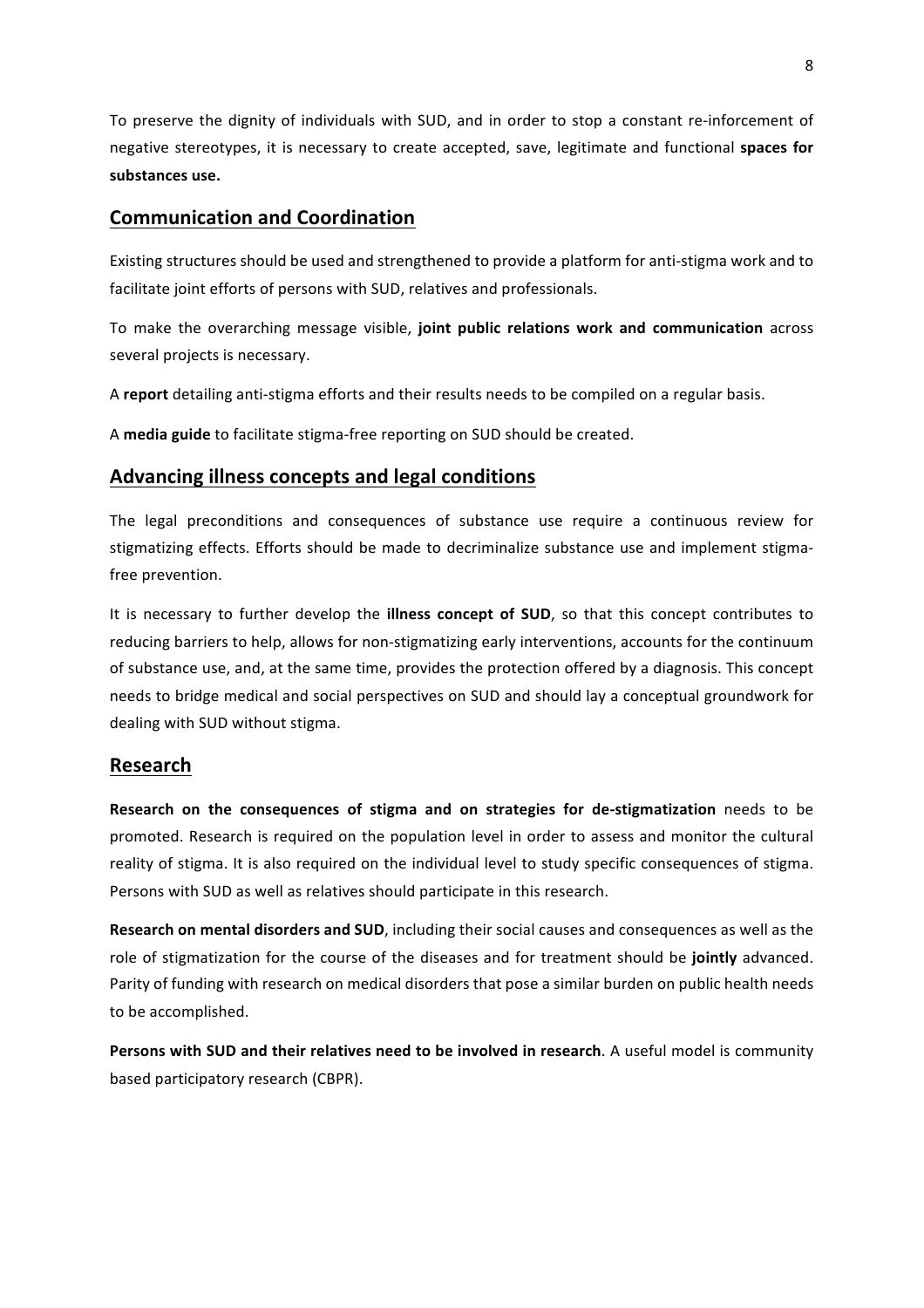To preserve the dignity of individuals with SUD, and in order to stop a constant re-inforcement of negative stereotypes, it is necessary to create accepted, save, legitimate and functional **spaces for substances use.**

## Communication and Coordination

Existing structures should be used and strengthened to provide a platform for anti-stigma work and to facilitate joint efforts of persons with SUD, relatives and professionals.

To make the overarching message visible, **joint public relations work and communication** across several projects is necessary.

A **report** detailing anti-stigma efforts and their results needs to be compiled on a regular basis.

A **media guide** to facilitate stigma-free reporting on SUD should be created.

## Advancing illness concepts and legal conditions

The legal preconditions and consequences of substance use require a continuous review for stigmatizing effects. Efforts should be made to decriminalize substance use and implement stigma-free prevention.

It is necessary to further develop the **illness concept of SUD**, so that this concept contributes to reducing barriers to help, allows for non-stigmatizing early interventions, accounts for the continuum of substance use, and, at the same time, provides the protection offered by a diagnosis. This concept needs to bridge medical and social perspectives on SUD and should lay a conceptual groundwork for dealing with SUD without stigma.

## Research

**Research on the consequences of stigma and on strategies for de-stigmatization** needs to be promoted. Research is required on the population level in order to assess and monitor the cultural reality of stigma. It is also required on the individual level to study specific consequences of stigma. Persons with SUD as well as relatives should participate in this research.

**Research on mental disorders and SUD**, including their social causes and consequences as well as the role of stigmatization for the course of the diseases and for treatment should be **jointly** advanced. Parity of funding with research on medical disorders that pose a similar burden on public health needs to be accomplished.

**Persons with SUD and their relatives need to be involved in research**. A useful model is community based participatory research (CBPR).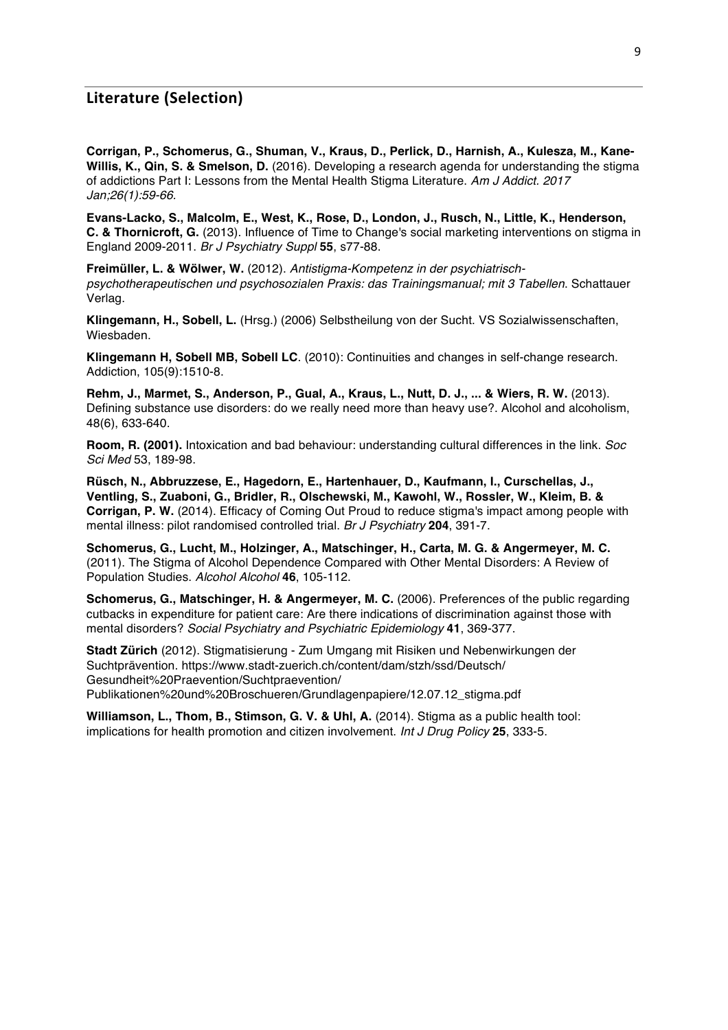## Literature (Selection)

**Corrigan, P., Schomerus, G., Shuman, V., Kraus, D., Perlick, D., Harnish, A., Kulesza, M., Kane-Willis, K., Qin, S. & Smelson, D.** (2016). Developing a research agenda for understanding the stigma of addictions Part I: Lessons from the Mental Health Stigma Literature. *Am J Addict. 2017 Jan;26(1):59-66.*

**Evans-Lacko, S., Malcolm, E., West, K., Rose, D., London, J., Rusch, N., Little, K., Henderson, C. & Thornicroft, G.** (2013). Influence of Time to Change's social marketing interventions on stigma in England 2009-2011. *Br J Psychiatry Suppl* **55**, s77-88.

**Freimüller, L. & Wölwer, W.** (2012). *Antistigma-Kompetenz in der psychiatrisch-psychotherapeutischen und psychosozialen Praxis: das Trainingsmanual; mit 3 Tabellen*. Schattauer Verlag.

**Klingemann, H., Sobell, L.** (Hrsg.) (2006) Selbstheilung von der Sucht. VS Sozialwissenschaften, Wiesbaden.

**Klingemann H, Sobell MB, Sobell LC**. (2010): Continuities and changes in self-change research. Addiction, 105(9):1510-8.

**Rehm, J., Marmet, S., Anderson, P., Gual, A., Kraus, L., Nutt, D. J., ... & Wiers, R. W.** (2013). Defining substance use disorders: do we really need more than heavy use?. Alcohol and alcoholism, 48(6), 633-640.

**Room, R. (2001).** Intoxication and bad behaviour: understanding cultural differences in the link. *Soc Sci Med* 53, 189-98.

**Rüsch, N., Abbruzzese, E., Hagedorn, E., Hartenhauer, D., Kaufmann, I., Curschellas, J., Ventling, S., Zuaboni, G., Bridler, R., Olschewski, M., Kawohl, W., Rossler, W., Kleim, B. & Corrigan, P. W.** (2014). Efficacy of Coming Out Proud to reduce stigma's impact among people with mental illness: pilot randomised controlled trial. *Br J Psychiatry* **204**, 391-7.

**Schomerus, G., Lucht, M., Holzinger, A., Matschinger, H., Carta, M. G. & Angermeyer, M. C.** (2011). The Stigma of Alcohol Dependence Compared with Other Mental Disorders: A Review of Population Studies. *Alcohol Alcohol* **46**, 105-112.

**Schomerus, G., Matschinger, H. & Angermeyer, M. C.** (2006). Preferences of the public regarding cutbacks in expenditure for patient care: Are there indications of discrimination against those with mental disorders? *Social Psychiatry and Psychiatric Epidemiology* **41**, 369-377.

**Stadt Zürich** (2012). Stigmatisierung - Zum Umgang mit Risiken und Nebenwirkungen der Suchtprävention. https://www.stadt-zuerich.ch/content/dam/stzh/ssd/Deutsch/Gesundheit%20Praevention/Suchtpraevention/Publikationen%20und%20Broschueren/Grundlagenpapiere/12.07.12_stigma.pdf

**Williamson, L., Thom, B., Stimson, G. V. & Uhl, A.** (2014). Stigma as a public health tool: implications for health promotion and citizen involvement. *Int J Drug Policy* **25**, 333-5.